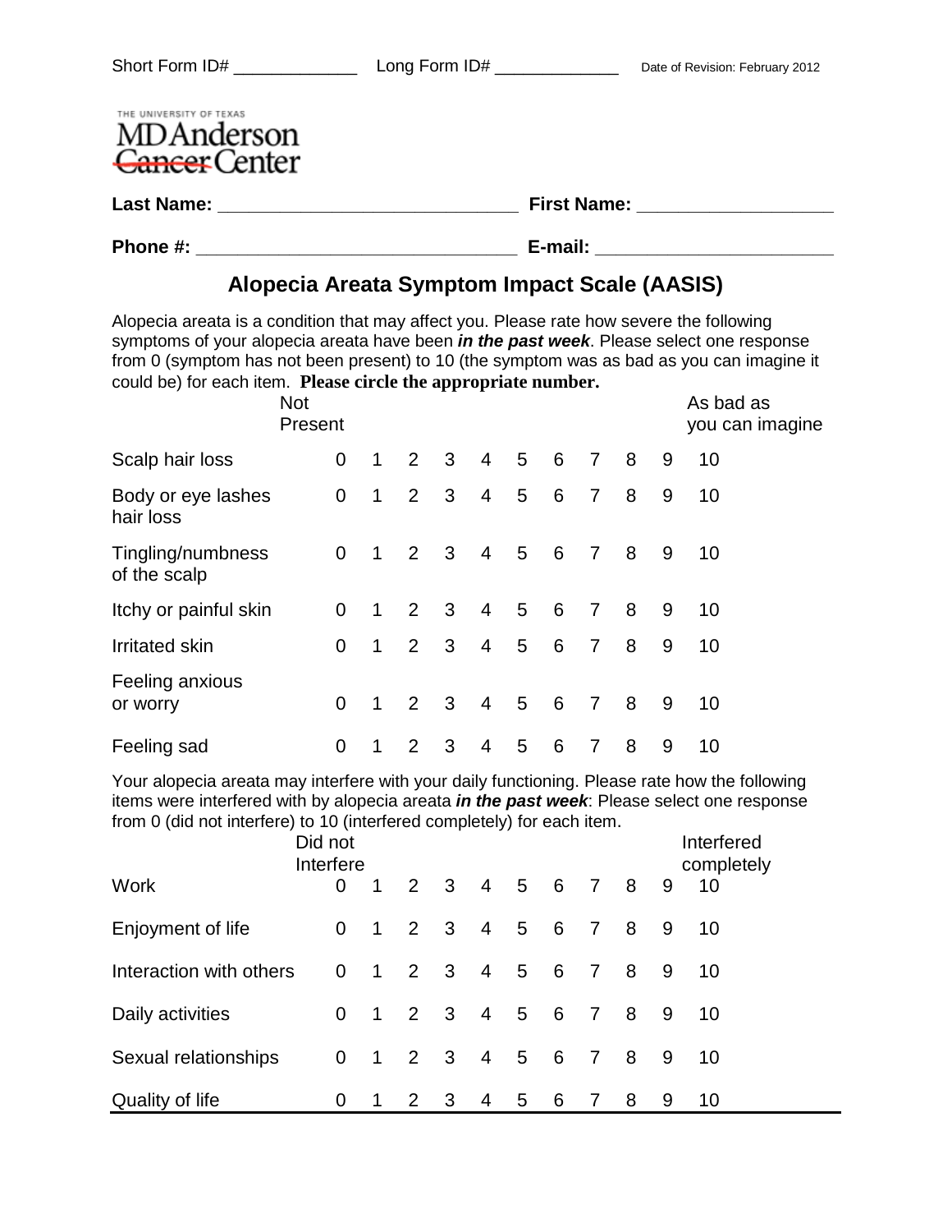Short Form ID# ____________ Long Form ID# ____________ Date of Revision: February 2012

THE UNIVERSITY OF TEXAS
MD Anderson Cancer Center

**Last Name:** ____________________________ **First Name:** __________________

**Phone #:** ______________________________ **E-mail:** ______________________

## Alopecia Areata Symptom Impact Scale (AASIS)

Alopecia areata is a condition that may affect you. Please rate how severe the following symptoms of your alopecia areata have been ***in the past week***. Please select one response from 0 (symptom has not been present) to 10 (the symptom was as bad as you can imagine it could be) for each item. **Please circle the appropriate number.**

| | Not Present | | | | | | | | | | As bad as you can imagine |
|---|---|---|---|---|---|---|---|---|---|---|---|
| Scalp hair loss | 0 | 1 | 2 | 3 | 4 | 5 | 6 | 7 | 8 | 9 | 10 |
| Body or eye lashes hair loss | 0 | 1 | 2 | 3 | 4 | 5 | 6 | 7 | 8 | 9 | 10 |
| Tingling/numbness of the scalp | 0 | 1 | 2 | 3 | 4 | 5 | 6 | 7 | 8 | 9 | 10 |
| Itchy or painful skin | 0 | 1 | 2 | 3 | 4 | 5 | 6 | 7 | 8 | 9 | 10 |
| Irritated skin | 0 | 1 | 2 | 3 | 4 | 5 | 6 | 7 | 8 | 9 | 10 |
| Feeling anxious or worry | 0 | 1 | 2 | 3 | 4 | 5 | 6 | 7 | 8 | 9 | 10 |
| Feeling sad | 0 | 1 | 2 | 3 | 4 | 5 | 6 | 7 | 8 | 9 | 10 |

Your alopecia areata may interfere with your daily functioning. Please rate how the following items were interfered with by alopecia areata ***in the past week***: Please select one response from 0 (did not interfere) to 10 (interfered completely) for each item.

| | Did not Interfere | | | | | | | | | | Interfered completely |
|---|---|---|---|---|---|---|---|---|---|---|---|
| Work | 0 | 1 | 2 | 3 | 4 | 5 | 6 | 7 | 8 | 9 | 10 |
| Enjoyment of life | 0 | 1 | 2 | 3 | 4 | 5 | 6 | 7 | 8 | 9 | 10 |
| Interaction with others | 0 | 1 | 2 | 3 | 4 | 5 | 6 | 7 | 8 | 9 | 10 |
| Daily activities | 0 | 1 | 2 | 3 | 4 | 5 | 6 | 7 | 8 | 9 | 10 |
| Sexual relationships | 0 | 1 | 2 | 3 | 4 | 5 | 6 | 7 | 8 | 9 | 10 |
| Quality of life | 0 | 1 | 2 | 3 | 4 | 5 | 6 | 7 | 8 | 9 | 10 |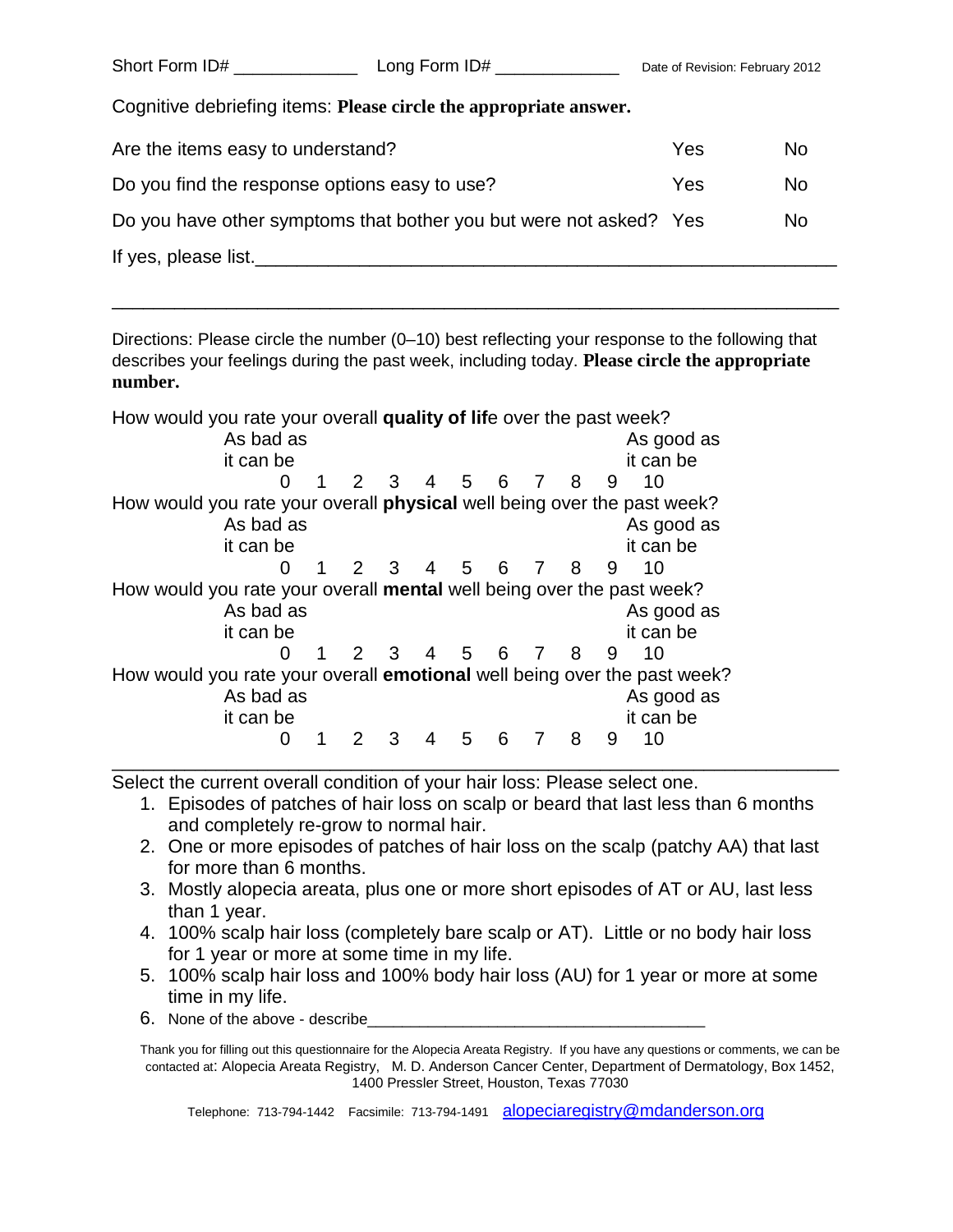Short Form ID# ____________ Long Form ID# ____________ Date of Revision: February 2012

Cognitive debriefing items: **Please circle the appropriate answer.**

| | | |
|---|---|---|
| Are the items easy to understand? | Yes | No |
| Do you find the response options easy to use? | Yes | No |
| Do you have other symptoms that bother you but were not asked? | Yes | No |

If yes, please list.________________________________________________________

________________________________________________________________________

Directions: Please circle the number (0–10) best reflecting your response to the following that describes your feelings during the past week, including today. **Please circle the appropriate number.**

How would you rate your overall **quality of lif**e over the past week?

As bad as it can be 0 1 2 3 4 5 6 7 8 9 10 As good as it can be

How would you rate your overall **physical** well being over the past week?

As bad as it can be 0 1 2 3 4 5 6 7 8 9 10 As good as it can be

How would you rate your overall **mental** well being over the past week?

As bad as it can be 0 1 2 3 4 5 6 7 8 9 10 As good as it can be

How would you rate your overall **emotional** well being over the past week?

As bad as it can be 0 1 2 3 4 5 6 7 8 9 10 As good as it can be

---

Select the current overall condition of your hair loss: Please select one.

1. Episodes of patches of hair loss on scalp or beard that last less than 6 months and completely re-grow to normal hair.
2. One or more episodes of patches of hair loss on the scalp (patchy AA) that last for more than 6 months.
3. Mostly alopecia areata, plus one or more short episodes of AT or AU, last less than 1 year.
4. 100% scalp hair loss (completely bare scalp or AT). Little or no body hair loss for 1 year or more at some time in my life.
5. 100% scalp hair loss and 100% body hair loss (AU) for 1 year or more at some time in my life.
6. None of the above - describe______________________________________

Thank you for filling out this questionnaire for the Alopecia Areata Registry. If you have any questions or comments, we can be contacted at: Alopecia Areata Registry, M. D. Anderson Cancer Center, Department of Dermatology, Box 1452, 1400 Pressler Street, Houston, Texas 77030

Telephone: 713-794-1442 Facsimile: 713-794-1491 alopeciaregistry@mdanderson.org